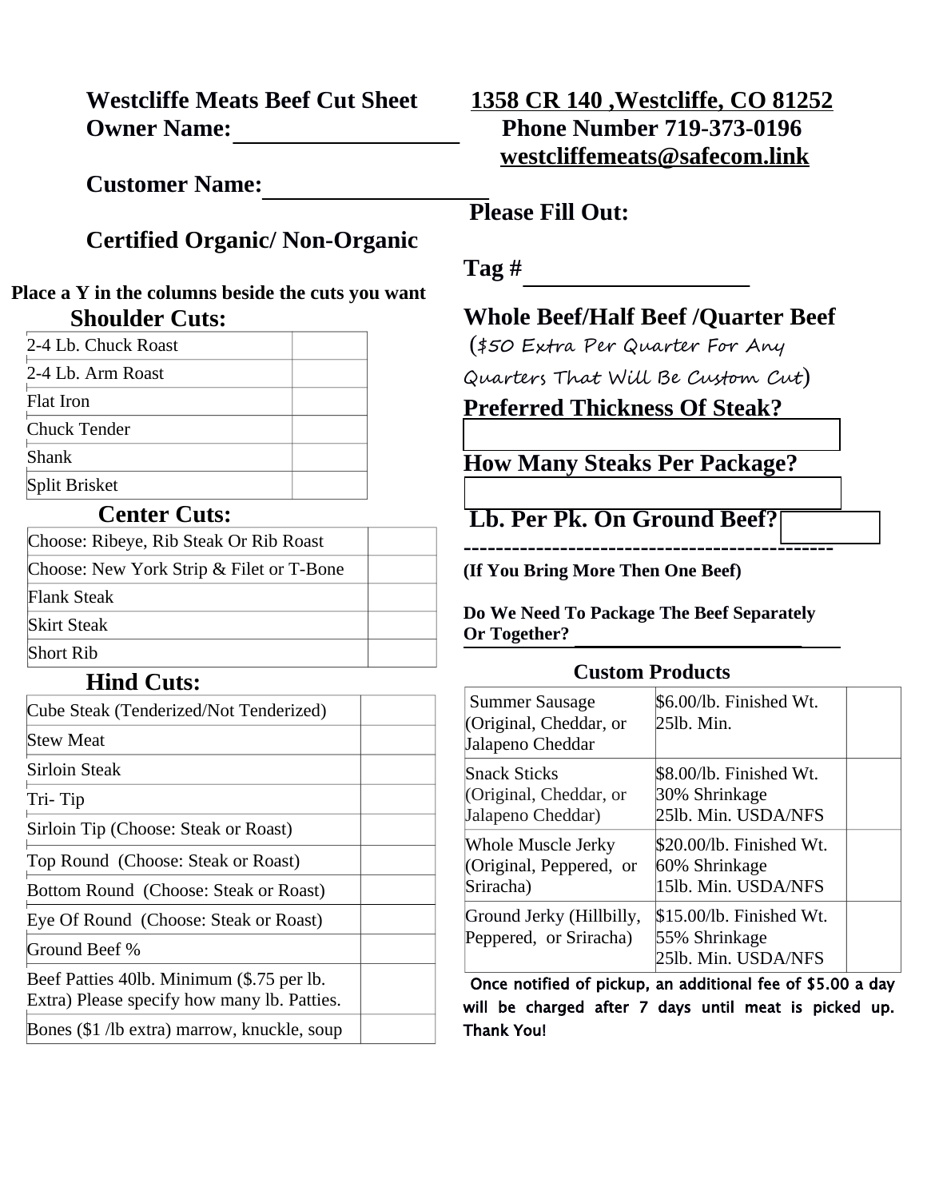# Westcliffe Meats Beef Cut Sheet

**1358 CR 140 ,Westcliffe, CO 81252**
**Phone Number 719-373-0196**
**westcliffemeats@safecom.link**

**Owner Name:** ____________________

**Customer Name:** ____________________

**Please Fill Out:**

**Certified Organic/ Non-Organic**

**Tag #** ____________________

**Place a Y in the columns beside the cuts you want**

## Shoulder Cuts:

| Cut | Y |
|---|---|
| 2-4 Lb. Chuck Roast | |
| 2-4 Lb. Arm Roast | |
| Flat Iron | |
| Chuck Tender | |
| Shank | |
| Split Brisket | |

## Center Cuts:

| Cut | Y |
|---|---|
| Choose: Ribeye, Rib Steak Or Rib Roast | |
| Choose: New York Strip & Filet or T-Bone | |
| Flank Steak | |
| Skirt Steak | |
| Short Rib | |

## Hind Cuts:

| Cut | Y |
|---|---|
| Cube Steak (Tenderized/Not Tenderized) | |
| Stew Meat | |
| Sirloin Steak | |
| Tri- Tip | |
| Sirloin Tip (Choose: Steak or Roast) | |
| Top Round (Choose: Steak or Roast) | |
| Bottom Round (Choose: Steak or Roast) | |
| Eye Of Round (Choose: Steak or Roast) | |
| Ground Beef % | |
| Beef Patties 40lb. Minimum ($.75 per lb. Extra) Please specify how many lb. Patties. | |
| Bones ($1 /lb extra) marrow, knuckle, soup | |

**Whole Beef/Half Beef /Quarter Beef**

($50 Extra Per Quarter For Any Quarters That Will Be Custom Cut)

**Preferred Thickness Of Steak?** ____________________

**How Many Steaks Per Package?** ____________________

**Lb. Per Pk. On Ground Beef?** __________

--------------------------------------------

**(If You Bring More Then One Beef)**

**Do We Need To Package The Beef Separately Or Together?** ____________________

### Custom Products

| Product | Price | |
|---|---|---|
| Summer Sausage (Original, Cheddar, or Jalapeno Cheddar | $6.00/lb. Finished Wt. 25lb. Min. | |
| Snack Sticks (Original, Cheddar, or Jalapeno Cheddar) | $8.00/lb. Finished Wt. 30% Shrinkage 25lb. Min. USDA/NFS | |
| Whole Muscle Jerky (Original, Peppered, or Sriracha) | $20.00/lb. Finished Wt. 60% Shrinkage 15lb. Min. USDA/NFS | |
| Ground Jerky (Hillbilly, Peppered, or Sriracha) | $15.00/lb. Finished Wt. 55% Shrinkage 25lb. Min. USDA/NFS | |

**Once notified of pickup, an additional fee of $5.00 a day will be charged after 7 days until meat is picked up. Thank You!**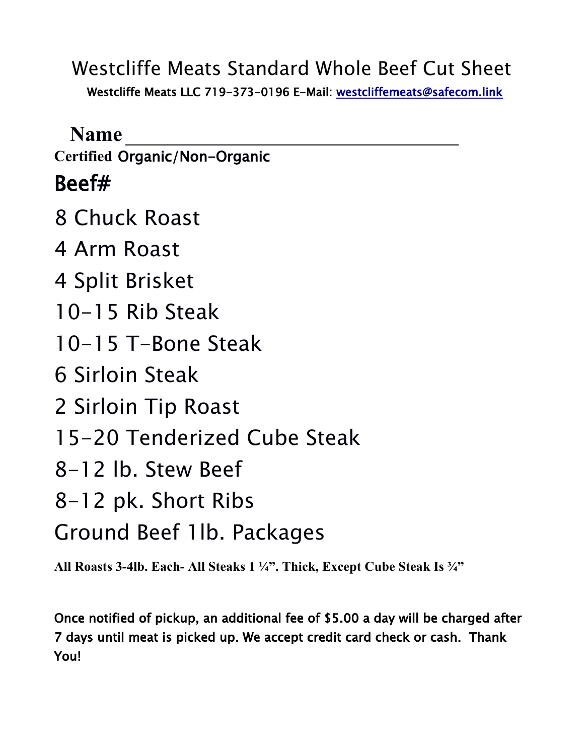# Westcliffe Meats Standard Whole Beef Cut Sheet

**Westcliffe Meats LLC 719-373-0196 E-Mail: westcliffemeats@safecom.link**

**Name** ________________________________

**Certified Organic/Non-Organic**

## Beef#

8 Chuck Roast

4 Arm Roast

4 Split Brisket

10-15 Rib Steak

10-15 T-Bone Steak

6 Sirloin Steak

2 Sirloin Tip Roast

15-20 Tenderized Cube Steak

8-12 lb. Stew Beef

8-12 pk. Short Ribs

Ground Beef 1lb. Packages

**All Roasts 3-4lb. Each- All Steaks 1 ¼". Thick, Except Cube Steak Is ¾"**

**Once notified of pickup, an additional fee of $5.00 a day will be charged after 7 days until meat is picked up. We accept credit card check or cash. Thank You!**